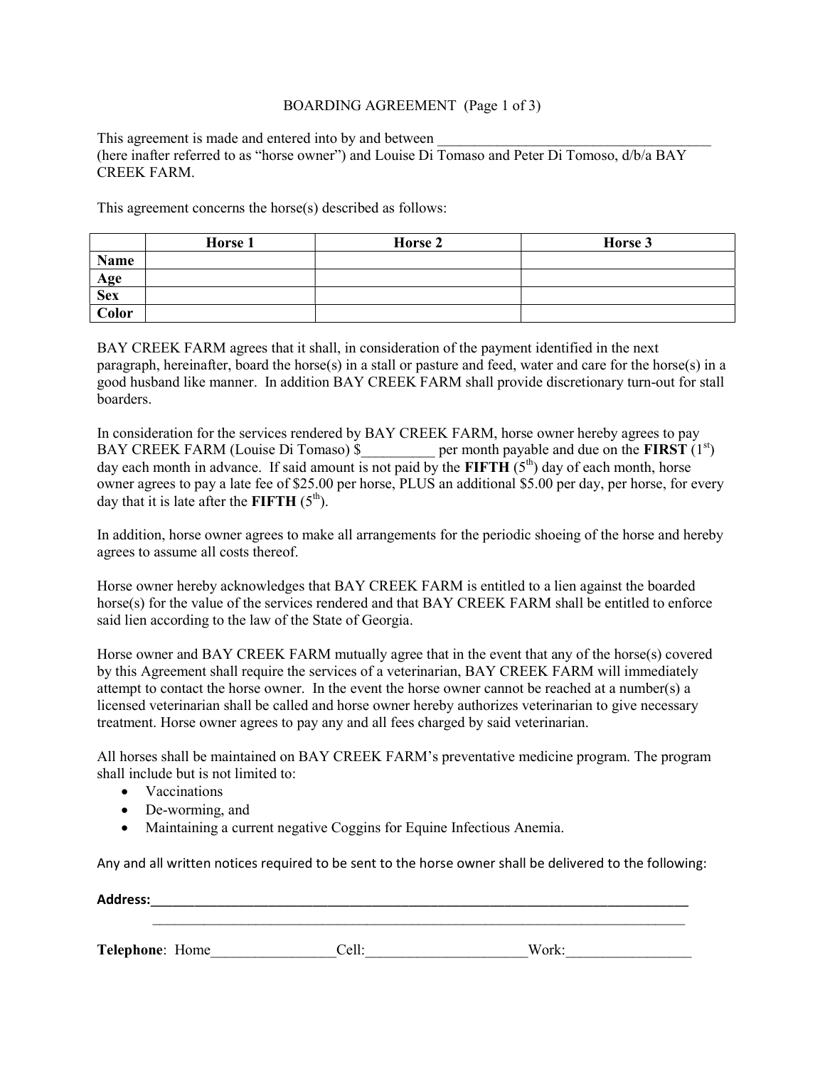# BOARDING AGREEMENT (Page 1 of 3)

This agreement is made and entered into by and between _____________________________________ (here inafter referred to as "horse owner") and Louise Di Tomaso and Peter Di Tomoso, d/b/a BAY CREEK FARM.

This agreement concerns the horse(s) described as follows:

| | Horse 1 | Horse 2 | Horse 3 |
|---|---|---|---|
| **Name** | | | |
| **Age** | | | |
| **Sex** | | | |
| **Color** | | | |

BAY CREEK FARM agrees that it shall, in consideration of the payment identified in the next paragraph, hereinafter, board the horse(s) in a stall or pasture and feed, water and care for the horse(s) in a good husband like manner. In addition BAY CREEK FARM shall provide discretionary turn-out for stall boarders.

In consideration for the services rendered by BAY CREEK FARM, horse owner hereby agrees to pay BAY CREEK FARM (Louise Di Tomaso) $__________ per month payable and due on the **FIRST** (1st) day each month in advance. If said amount is not paid by the **FIFTH** (5th) day of each month, horse owner agrees to pay a late fee of $25.00 per horse, PLUS an additional $5.00 per day, per horse, for every day that it is late after the **FIFTH** (5th).

In addition, horse owner agrees to make all arrangements for the periodic shoeing of the horse and hereby agrees to assume all costs thereof.

Horse owner hereby acknowledges that BAY CREEK FARM is entitled to a lien against the boarded horse(s) for the value of the services rendered and that BAY CREEK FARM shall be entitled to enforce said lien according to the law of the State of Georgia.

Horse owner and BAY CREEK FARM mutually agree that in the event that any of the horse(s) covered by this Agreement shall require the services of a veterinarian, BAY CREEK FARM will immediately attempt to contact the horse owner. In the event the horse owner cannot be reached at a number(s) a licensed veterinarian shall be called and horse owner hereby authorizes veterinarian to give necessary treatment. Horse owner agrees to pay any and all fees charged by said veterinarian.

All horses shall be maintained on BAY CREEK FARM's preventative medicine program. The program shall include but is not limited to:

- Vaccinations
- De-worming, and
- Maintaining a current negative Coggins for Equine Infectious Anemia.

Any and all written notices required to be sent to the horse owner shall be delivered to the following:

**Address:**_______________________________________________________________________________
_______________________________________________________________________________

**Telephone**: Home_________________Cell:______________________Work:_________________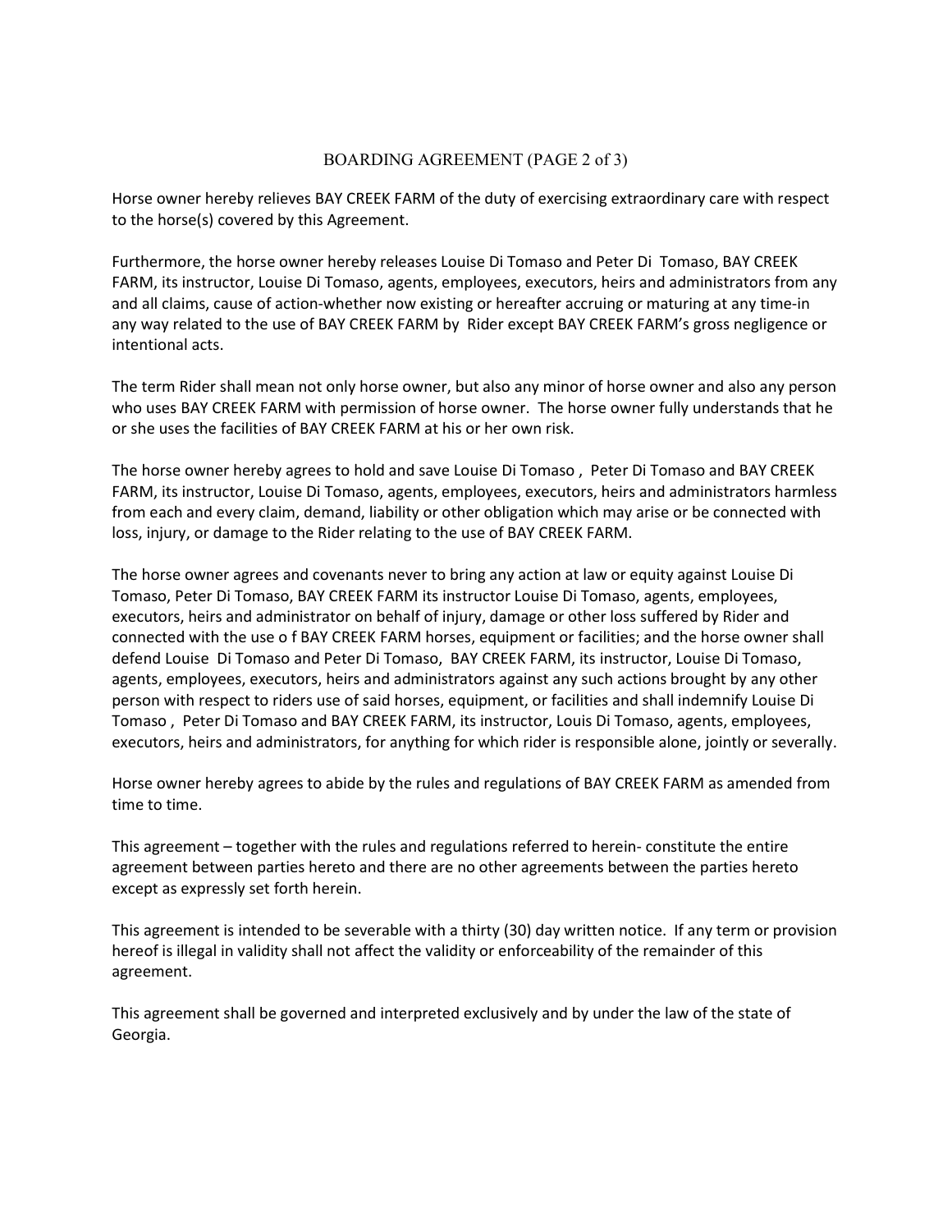BOARDING AGREEMENT (PAGE 2 of 3)

Horse owner hereby relieves BAY CREEK FARM of the duty of exercising extraordinary care with respect to the horse(s) covered by this Agreement.

Furthermore, the horse owner hereby releases Louise Di Tomaso and Peter Di Tomaso, BAY CREEK FARM, its instructor, Louise Di Tomaso, agents, employees, executors, heirs and administrators from any and all claims, cause of action-whether now existing or hereafter accruing or maturing at any time-in any way related to the use of BAY CREEK FARM by Rider except BAY CREEK FARM's gross negligence or intentional acts.

The term Rider shall mean not only horse owner, but also any minor of horse owner and also any person who uses BAY CREEK FARM with permission of horse owner. The horse owner fully understands that he or she uses the facilities of BAY CREEK FARM at his or her own risk.

The horse owner hereby agrees to hold and save Louise Di Tomaso , Peter Di Tomaso and BAY CREEK FARM, its instructor, Louise Di Tomaso, agents, employees, executors, heirs and administrators harmless from each and every claim, demand, liability or other obligation which may arise or be connected with loss, injury, or damage to the Rider relating to the use of BAY CREEK FARM.

The horse owner agrees and covenants never to bring any action at law or equity against Louise Di Tomaso, Peter Di Tomaso, BAY CREEK FARM its instructor Louise Di Tomaso, agents, employees, executors, heirs and administrator on behalf of injury, damage or other loss suffered by Rider and connected with the use o f BAY CREEK FARM horses, equipment or facilities; and the horse owner shall defend Louise Di Tomaso and Peter Di Tomaso, BAY CREEK FARM, its instructor, Louise Di Tomaso, agents, employees, executors, heirs and administrators against any such actions brought by any other person with respect to riders use of said horses, equipment, or facilities and shall indemnify Louise Di Tomaso , Peter Di Tomaso and BAY CREEK FARM, its instructor, Louis Di Tomaso, agents, employees, executors, heirs and administrators, for anything for which rider is responsible alone, jointly or severally.

Horse owner hereby agrees to abide by the rules and regulations of BAY CREEK FARM as amended from time to time.

This agreement – together with the rules and regulations referred to herein- constitute the entire agreement between parties hereto and there are no other agreements between the parties hereto except as expressly set forth herein.

This agreement is intended to be severable with a thirty (30) day written notice. If any term or provision hereof is illegal in validity shall not affect the validity or enforceability of the remainder of this agreement.

This agreement shall be governed and interpreted exclusively and by under the law of the state of Georgia.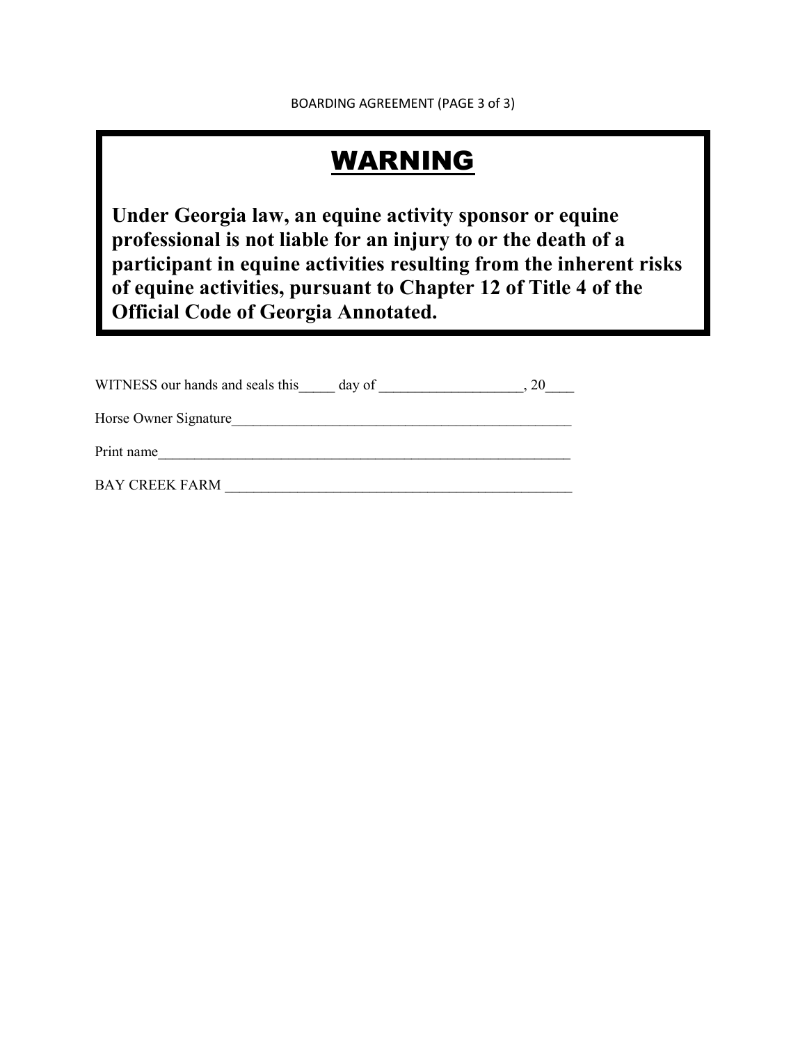# WARNING

**Under Georgia law, an equine activity sponsor or equine professional is not liable for an injury to or the death of a participant in equine activities resulting from the inherent risks of equine activities, pursuant to Chapter 12 of Title 4 of the Official Code of Georgia Annotated.**

WITNESS our hands and seals this_____ day of ___________________, 20____

Horse Owner Signature_______________________________________________

Print name__________________________________________________________

BAY CREEK FARM ____________________________________________